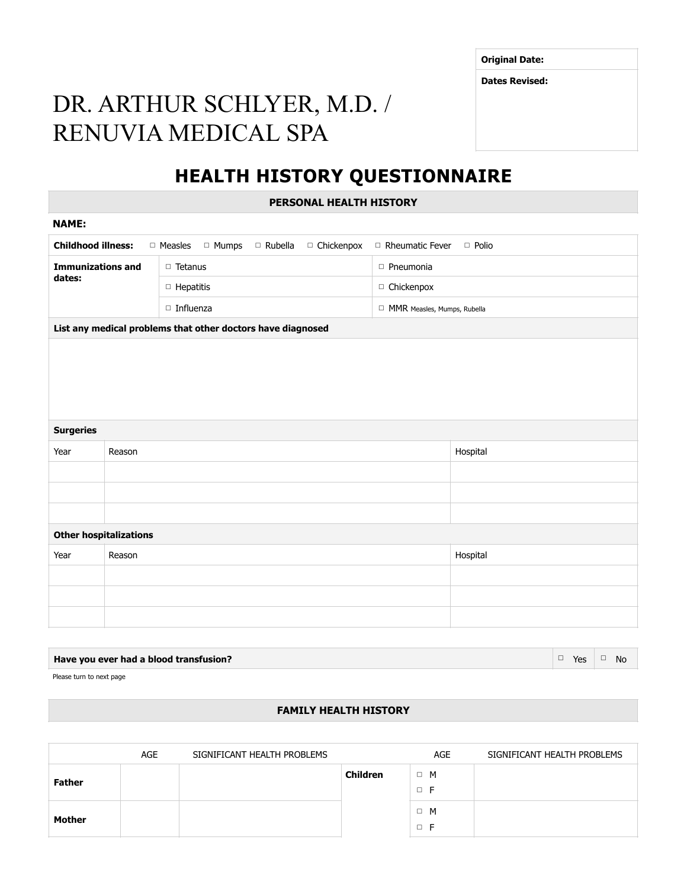| Original Date: |
|---|
| Dates Revised: |

# DR. ARTHUR SCHLYER, M.D. / RENUVIA MEDICAL SPA

## HEALTH HISTORY QUESTIONNAIRE

### PERSONAL HEALTH HISTORY

**NAME:**

**Childhood illness:** ☐ Measles ☐ Mumps ☐ Rubella ☐ Chickenpox ☐ Rheumatic Fever ☐ Polio

| **Immunizations and dates:** | ☐ Tetanus | ☐ Pneumonia |
|---|---|---|
| | ☐ Hepatitis | ☐ Chickenpox |
| | ☐ Influenza | ☐ MMR Measles, Mumps, Rubella |

**List any medical problems that other doctors have diagnosed**

**Surgeries**

| Year | Reason | Hospital |
|---|---|---|
| | | |
| | | |
| | | |

**Other hospitalizations**

| Year | Reason | Hospital |
|---|---|---|
| | | |
| | | |
| | | |

**Have you ever had a blood transfusion?** ☐ Yes ☐ No

Please turn to next page

### FAMILY HEALTH HISTORY

| | AGE | SIGNIFICANT HEALTH PROBLEMS | | AGE | SIGNIFICANT HEALTH PROBLEMS |
|---|---|---|---|---|---|
| **Father** | | | **Children** | ☐ M ☐ F | |
| **Mother** | | | | ☐ M ☐ F | |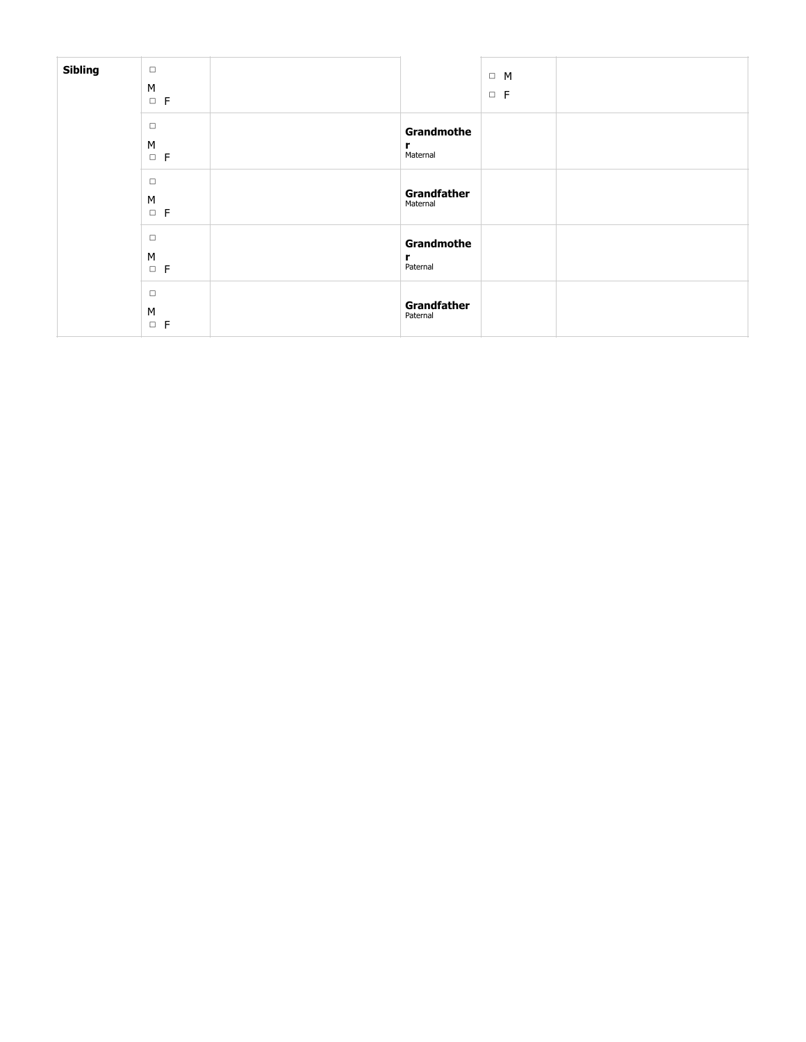| Sibling | ☐ M ☐ F | | | ☐ M ☐ F | |
|---|---|---|---|---|---|
| | ☐ M ☐ F | | **Grandmother** Maternal | | |
| | ☐ M ☐ F | | **Grandfather** Maternal | | |
| | ☐ M ☐ F | | **Grandmother** Paternal | | |
| | ☐ M ☐ F | | **Grandfather** Paternal | | |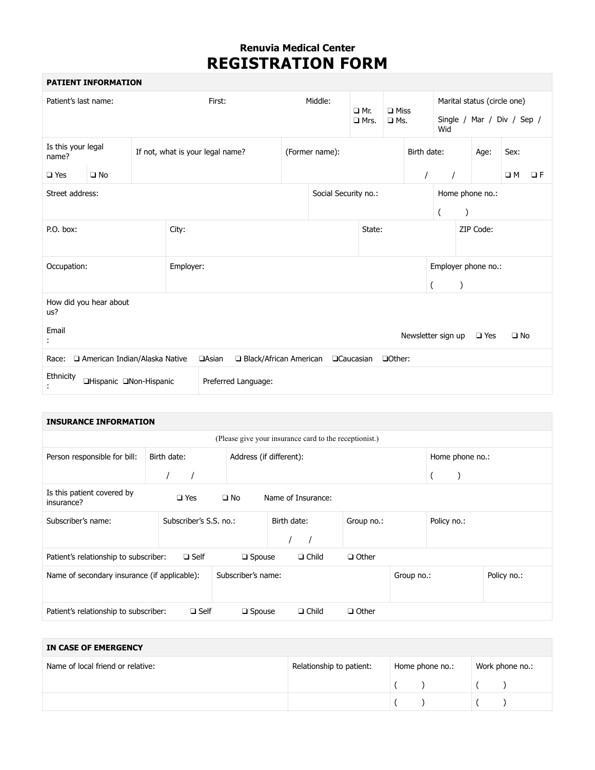**Renuvia Medical Center**

# REGISTRATION FORM

| PATIENT INFORMATION | | | | | |
|---|---|---|---|---|---|
| Patient's last name: | First: | Middle: | ❑ Mr. ❑ Mrs. | ❑ Miss ❑ Ms. | Marital status (circle one) Single / Mar / Div / Sep / Wid |

| Is this your legal name? | | If not, what is your legal name? | (Former name): | Birth date: | Age: | Sex: |
|---|---|---|---|---|---|---|
| ❑ Yes | ❑ No | | | / / | | ❑ M ❑ F |

| Street address: | Social Security no.: | Home phone no.: |
|---|---|---|
| | | ( ) |

| P.O. box: | City: | State: | ZIP Code: |
|---|---|---|---|
| | | | |

| Occupation: | Employer: | Employer phone no.: |
|---|---|---|
| | | ( ) |

How did you hear about us?

Email:

Newsletter sign up ❑ Yes ❑ No

Race: ❑ American Indian/Alaska Native ❑Asian ❑ Black/African American ❑Caucasian ❑Other:

| Ethnicity: ❑Hispanic ❑Non-Hispanic | Preferred Language: |
|---|---|

## INSURANCE INFORMATION

(Please give your insurance card to the receptionist.)

| Person responsible for bill: | Birth date: | Address (if different): | Home phone no.: |
|---|---|---|---|
| | / / | | ( ) |

Is this patient covered by insurance? ❑ Yes ❑ No Name of Insurance:

| Subscriber's name: | Subscriber's S.S. no.: | Birth date: | Group no.: | Policy no.: |
|---|---|---|---|---|
| | | / / | | |

Patient's relationship to subscriber: ❑ Self ❑ Spouse ❑ Child ❑ Other

| Name of secondary insurance (if applicable): | Subscriber's name: | Group no.: | Policy no.: |
|---|---|---|---|
| | | | |

Patient's relationship to subscriber: ❑ Self ❑ Spouse ❑ Child ❑ Other

## IN CASE OF EMERGENCY

| Name of local friend or relative: | Relationship to patient: | Home phone no.: | Work phone no.: |
|---|---|---|---|
| | | ( ) | ( ) |
| | | ( ) | ( ) |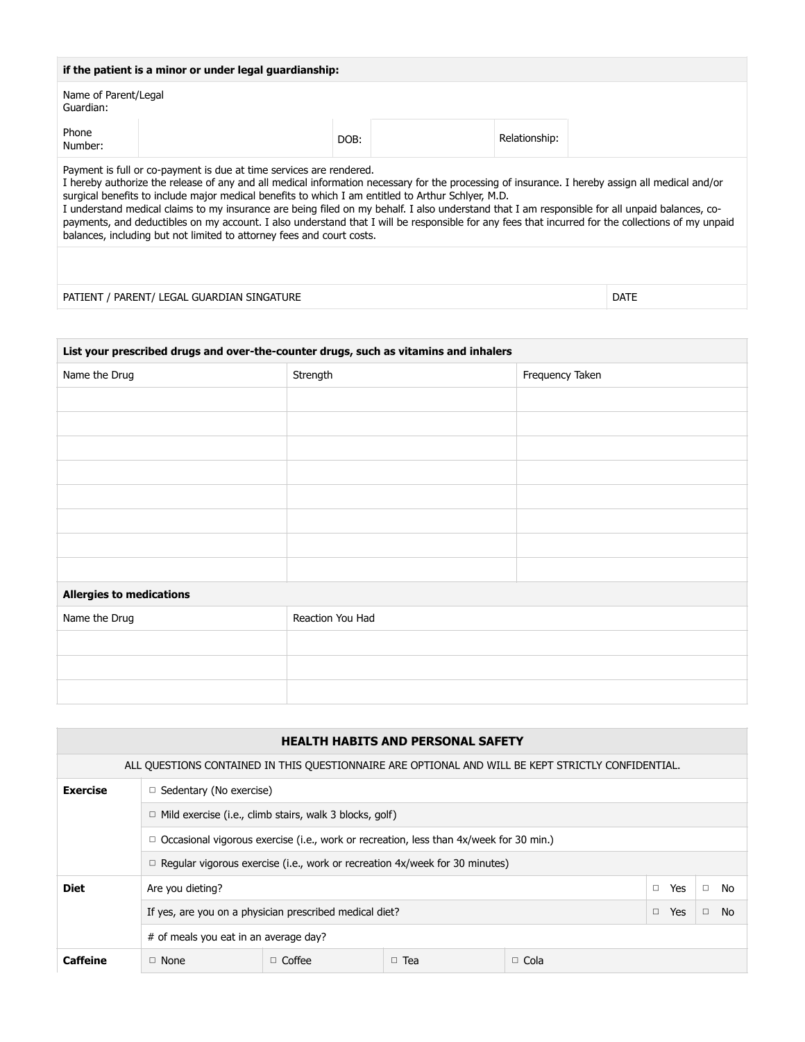| if the patient is a minor or under legal guardianship: | | | | | |
|---|---|---|---|---|---|
| Name of Parent/Legal Guardian: | | | | | |
| Phone Number: | | DOB: | | Relationship: | |

Payment is full or co-payment is due at time services are rendered.
I hereby authorize the release of any and all medical information necessary for the processing of insurance. I hereby assign all medical and/or surgical benefits to include major medical benefits to which I am entitled to Arthur Schlyer, M.D.
I understand medical claims to my insurance are being filed on my behalf. I also understand that I am responsible for all unpaid balances, co-payments, and deductibles on my account. I also understand that I will be responsible for any fees that incurred for the collections of my unpaid balances, including but not limited to attorney fees and court costs.

| | |
|---|---|
| | |
| PATIENT / PARENT/ LEGAL GUARDIAN SINGATURE | DATE |

| List your prescribed drugs and over-the-counter drugs, such as vitamins and inhalers | | |
|---|---|---|
| Name the Drug | Strength | Frequency Taken |
| | | |
| | | |
| | | |
| | | |
| | | |
| | | |
| | | |
| | | |

| Allergies to medications | |
|---|---|
| Name the Drug | Reaction You Had |
| | |
| | |
| | |

| HEALTH HABITS AND PERSONAL SAFETY | | | | | | |
|---|---|---|---|---|---|---|
| ALL QUESTIONS CONTAINED IN THIS QUESTIONNAIRE ARE OPTIONAL AND WILL BE KEPT STRICTLY CONFIDENTIAL. | | | | | | |
| **Exercise** | ☐ Sedentary (No exercise) | | | | | |
| | ☐ Mild exercise (i.e., climb stairs, walk 3 blocks, golf) | | | | | |
| | ☐ Occasional vigorous exercise (i.e., work or recreation, less than 4x/week for 30 min.) | | | | | |
| | ☐ Regular vigorous exercise (i.e., work or recreation 4x/week for 30 minutes) | | | | | |
| **Diet** | Are you dieting? | | | | ☐ Yes | ☐ No |
| | If yes, are you on a physician prescribed medical diet? | | | | ☐ Yes | ☐ No |
| | # of meals you eat in an average day? | | | | | |
| **Caffeine** | ☐ None | ☐ Coffee | ☐ Tea | ☐ Cola | | |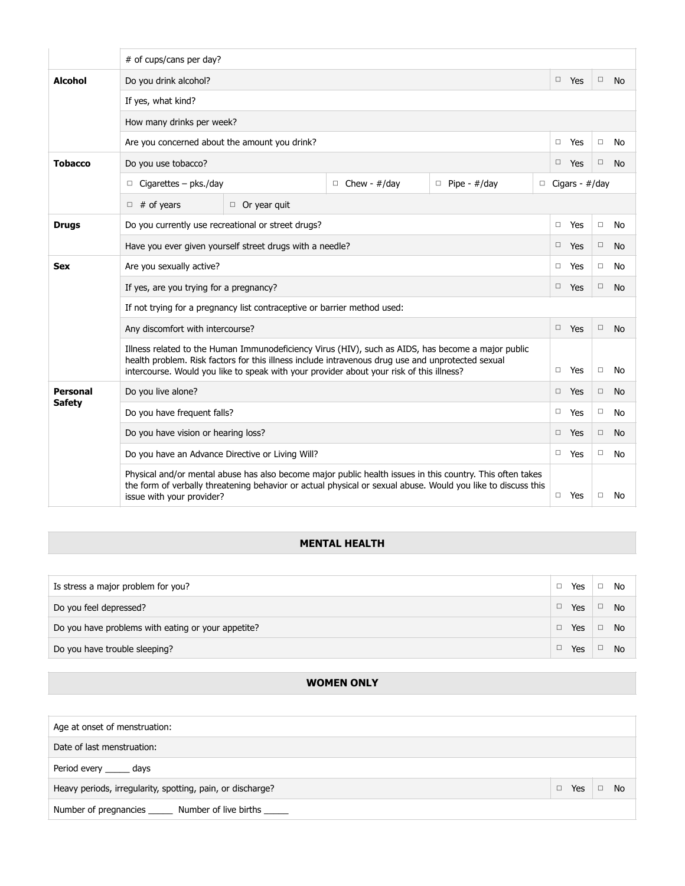| | | | | | | |
|---|---|---|---|---|---|---|
| | # of cups/cans per day? | | | | | |
| **Alcohol** | Do you drink alcohol? | | | | □ Yes | □ No |
| | If yes, what kind? | | | | | |
| | How many drinks per week? | | | | | |
| | Are you concerned about the amount you drink? | | | | □ Yes | □ No |
| **Tobacco** | Do you use tobacco? | | | | □ Yes | □ No |
| | □ Cigarettes – pks./day | | □ Chew - #/day | □ Pipe - #/day | □ Cigars - #/day | |
| | □ # of years | □ Or year quit | | | | |
| **Drugs** | Do you currently use recreational or street drugs? | | | | □ Yes | □ No |
| | Have you ever given yourself street drugs with a needle? | | | | □ Yes | □ No |
| **Sex** | Are you sexually active? | | | | □ Yes | □ No |
| | If yes, are you trying for a pregnancy? | | | | □ Yes | □ No |
| | If not trying for a pregnancy list contraceptive or barrier method used: | | | | | |
| | Any discomfort with intercourse? | | | | □ Yes | □ No |
| | Illness related to the Human Immunodeficiency Virus (HIV), such as AIDS, has become a major public health problem. Risk factors for this illness include intravenous drug use and unprotected sexual intercourse. Would you like to speak with your provider about your risk of this illness? | | | | □ Yes | □ No |
| **Personal Safety** | Do you live alone? | | | | □ Yes | □ No |
| | Do you have frequent falls? | | | | □ Yes | □ No |
| | Do you have vision or hearing loss? | | | | □ Yes | □ No |
| | Do you have an Advance Directive or Living Will? | | | | □ Yes | □ No |
| | Physical and/or mental abuse has also become major public health issues in this country. This often takes the form of verbally threatening behavior or actual physical or sexual abuse. Would you like to discuss this issue with your provider? | | | | □ Yes | □ No |

## MENTAL HEALTH

| | | |
|---|---|---|
| Is stress a major problem for you? | □ Yes | □ No |
| Do you feel depressed? | □ Yes | □ No |
| Do you have problems with eating or your appetite? | □ Yes | □ No |
| Do you have trouble sleeping? | □ Yes | □ No |

## WOMEN ONLY

| | | |
|---|---|---|
| Age at onset of menstruation: | | |
| Date of last menstruation: | | |
| Period every _____ days | | |
| Heavy periods, irregularity, spotting, pain, or discharge? | □ Yes | □ No |
| Number of pregnancies _____ Number of live births _____ | | |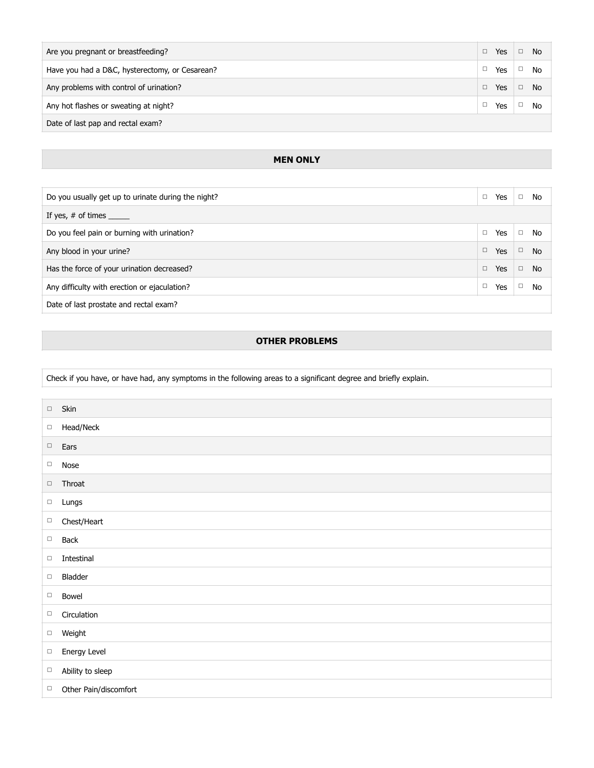| | | |
|---|---|---|
| Are you pregnant or breastfeeding? | ☐ Yes | ☐ No |
| Have you had a D&C, hysterectomy, or Cesarean? | ☐ Yes | ☐ No |
| Any problems with control of urination? | ☐ Yes | ☐ No |
| Any hot flashes or sweating at night? | ☐ Yes | ☐ No |
| Date of last pap and rectal exam? | | |

## MEN ONLY

| | | |
|---|---|---|
| Do you usually get up to urinate during the night? | ☐ Yes | ☐ No |
| If yes, # of times _____ | | |
| Do you feel pain or burning with urination? | ☐ Yes | ☐ No |
| Any blood in your urine? | ☐ Yes | ☐ No |
| Has the force of your urination decreased? | ☐ Yes | ☐ No |
| Any difficulty with erection or ejaculation? | ☐ Yes | ☐ No |
| Date of last prostate and rectal exam? | | |

## OTHER PROBLEMS

Check if you have, or have had, any symptoms in the following areas to a significant degree and briefly explain.

- ☐ Skin
- ☐ Head/Neck
- ☐ Ears
- ☐ Nose
- ☐ Throat
- ☐ Lungs
- ☐ Chest/Heart
- ☐ Back
- ☐ Intestinal
- ☐ Bladder
- ☐ Bowel
- ☐ Circulation
- ☐ Weight
- ☐ Energy Level
- ☐ Ability to sleep
- ☐ Other Pain/discomfort